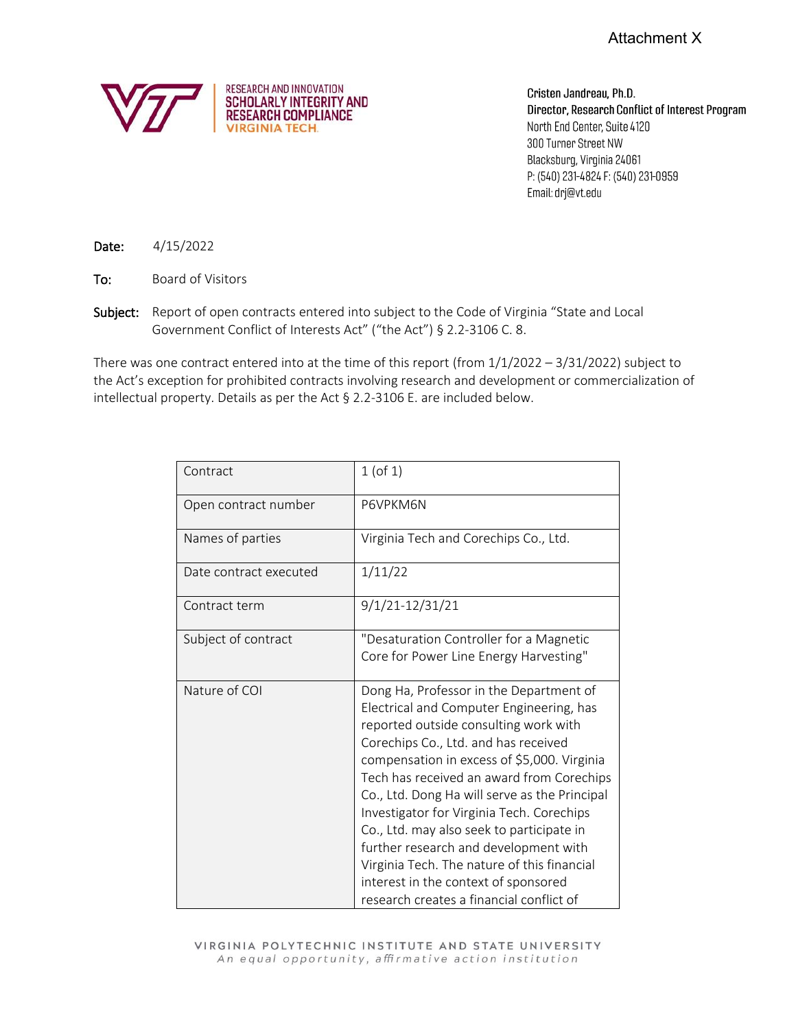Attachment X

RESEARCH AND INNOVATION
SCHOLARLY INTEGRITY AND RESEARCH COMPLIANCE
VIRGINIA TECH.

**Cristen Jandreau, Ph.D.**
**Director, Research Conflict of Interest Program**
North End Center, Suite 4120
300 Turner Street NW
Blacksburg, Virginia 24061
P: (540) 231-4824 F: (540) 231-0959
Email: drj@vt.edu

**Date:** 4/15/2022

**To:** Board of Visitors

**Subject:** Report of open contracts entered into subject to the Code of Virginia "State and Local Government Conflict of Interests Act" ("the Act") § 2.2-3106 C. 8.

There was one contract entered into at the time of this report (from 1/1/2022 – 3/31/2022) subject to the Act's exception for prohibited contracts involving research and development or commercialization of intellectual property. Details as per the Act § 2.2-3106 E. are included below.

| Contract | 1 (of 1) |
|---|---|
| Open contract number | P6VPKM6N |
| Names of parties | Virginia Tech and Corechips Co., Ltd. |
| Date contract executed | 1/11/22 |
| Contract term | 9/1/21-12/31/21 |
| Subject of contract | "Desaturation Controller for a Magnetic Core for Power Line Energy Harvesting" |
| Nature of COI | Dong Ha, Professor in the Department of Electrical and Computer Engineering, has reported outside consulting work with Corechips Co., Ltd. and has received compensation in excess of $5,000. Virginia Tech has received an award from Corechips Co., Ltd. Dong Ha will serve as the Principal Investigator for Virginia Tech. Corechips Co., Ltd. may also seek to participate in further research and development with Virginia Tech. The nature of this financial interest in the context of sponsored research creates a financial conflict of |

VIRGINIA POLYTECHNIC INSTITUTE AND STATE UNIVERSITY
*An equal opportunity, affirmative action institution*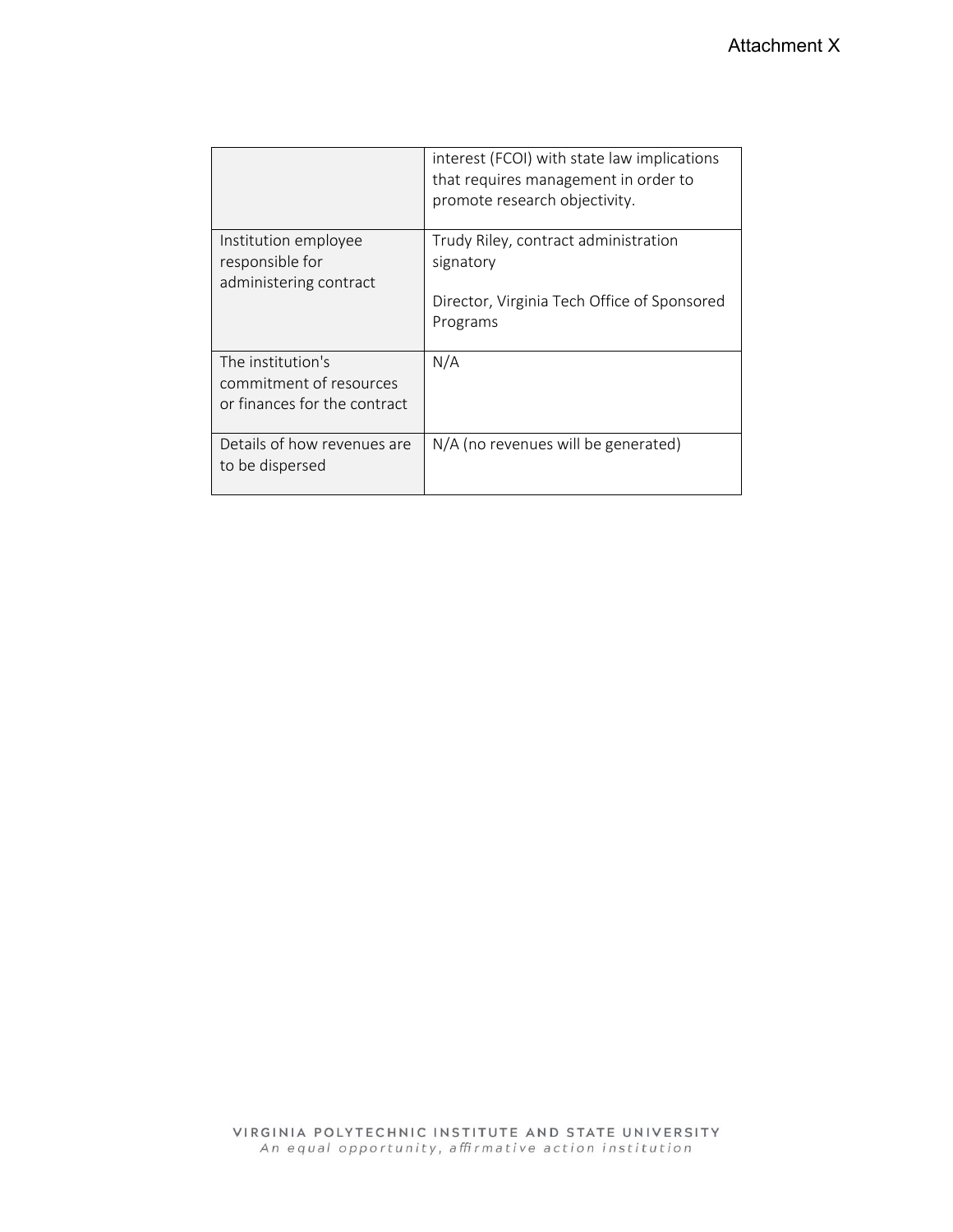Attachment X

| | |
|---|---|
| | interest (FCOI) with state law implications that requires management in order to promote research objectivity. |
| Institution employee responsible for administering contract | Trudy Riley, contract administration signatory<br><br>Director, Virginia Tech Office of Sponsored Programs |
| The institution's commitment of resources or finances for the contract | N/A |
| Details of how revenues are to be dispersed | N/A (no revenues will be generated) |

VIRGINIA POLYTECHNIC INSTITUTE AND STATE UNIVERSITY
*An equal opportunity, affirmative action institution*